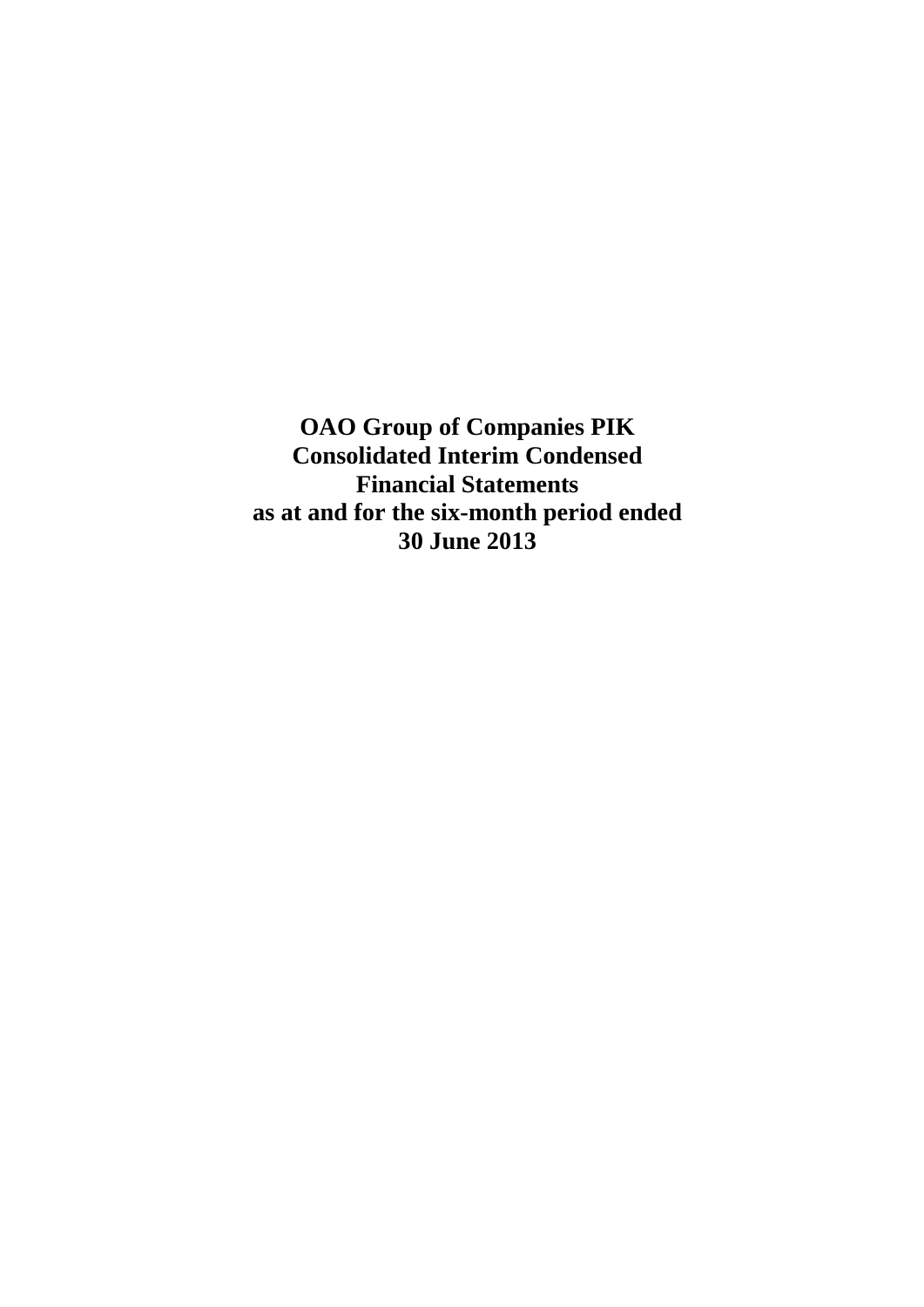# OAO Group of Companies PIK
# Consolidated Interim Condensed Financial Statements
# as at and for the six-month period ended 30 June 2013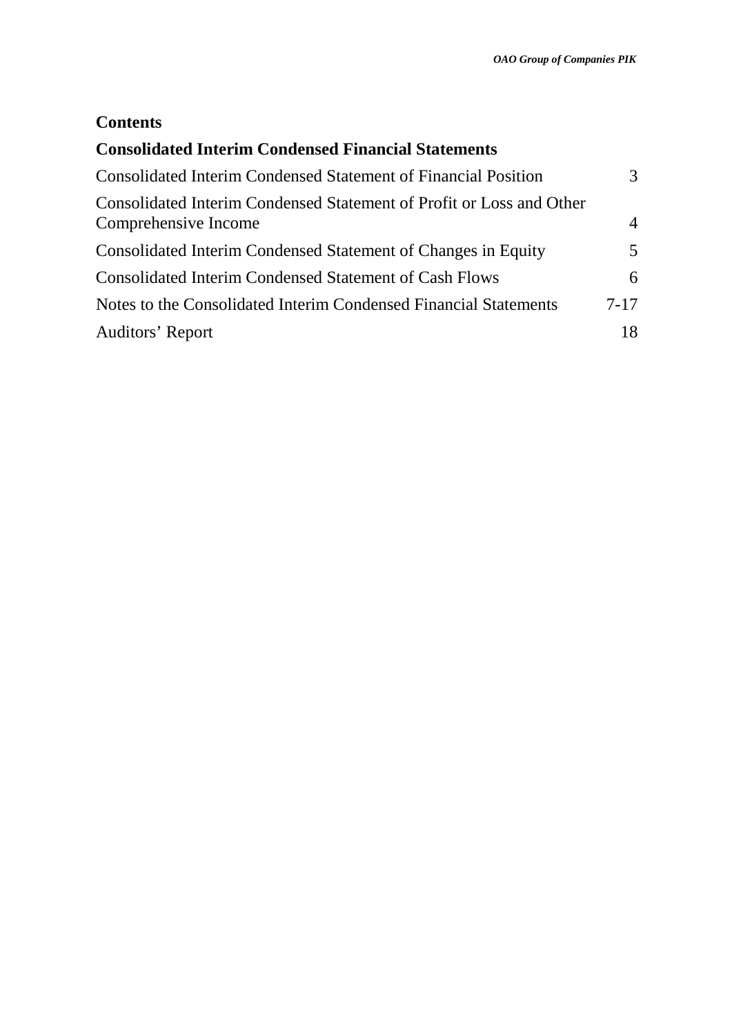## Contents

### Consolidated Interim Condensed Financial Statements

| | |
|---|---|
| Consolidated Interim Condensed Statement of Financial Position | 3 |
| Consolidated Interim Condensed Statement of Profit or Loss and Other Comprehensive Income | 4 |
| Consolidated Interim Condensed Statement of Changes in Equity | 5 |
| Consolidated Interim Condensed Statement of Cash Flows | 6 |
| Notes to the Consolidated Interim Condensed Financial Statements | 7-17 |
| Auditors' Report | 18 |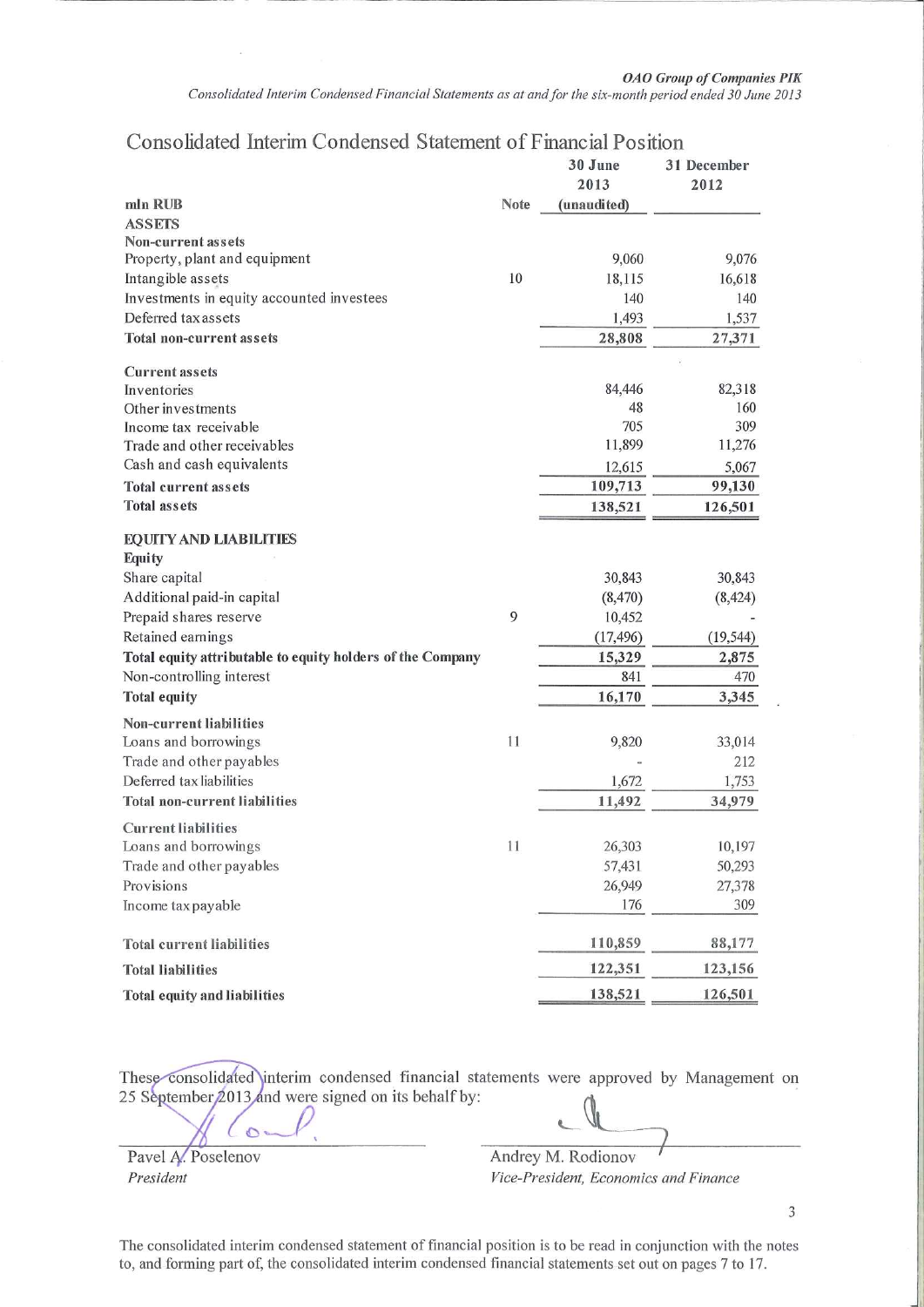## Consolidated Interim Condensed Statement of Financial Position

| mln RUB | Note | 30 June 2013 (unaudited) | 31 December 2012 |
|---|---|---|---|
| **ASSETS** | | | |
| **Non-current assets** | | | |
| Property, plant and equipment | | 9,060 | 9,076 |
| Intangible assets | 10 | 18,115 | 16,618 |
| Investments in equity accounted investees | | 140 | 140 |
| Deferred tax assets | | 1,493 | 1,537 |
| **Total non-current assets** | | **28,808** | **27,371** |
| **Current assets** | | | |
| Inventories | | 84,446 | 82,318 |
| Other investments | | 48 | 160 |
| Income tax receivable | | 705 | 309 |
| Trade and other receivables | | 11,899 | 11,276 |
| Cash and cash equivalents | | 12,615 | 5,067 |
| **Total current assets** | | **109,713** | **99,130** |
| **Total assets** | | **138,521** | **126,501** |
| **EQUITY AND LIABILITIES** | | | |
| **Equity** | | | |
| Share capital | | 30,843 | 30,843 |
| Additional paid-in capital | | (8,470) | (8,424) |
| Prepaid shares reserve | 9 | 10,452 | - |
| Retained earnings | | (17,496) | (19,544) |
| **Total equity attributable to equity holders of the Company** | | **15,329** | **2,875** |
| Non-controlling interest | | 841 | 470 |
| **Total equity** | | **16,170** | **3,345** |
| **Non-current liabilities** | | | |
| Loans and borrowings | 11 | 9,820 | 33,014 |
| Trade and other payables | | - | 212 |
| Deferred tax liabilities | | 1,672 | 1,753 |
| **Total non-current liabilities** | | **11,492** | **34,979** |
| **Current liabilities** | | | |
| Loans and borrowings | 11 | 26,303 | 10,197 |
| Trade and other payables | | 57,431 | 50,293 |
| Provisions | | 26,949 | 27,378 |
| Income tax payable | | 176 | 309 |
| **Total current liabilities** | | **110,859** | **88,177** |
| **Total liabilities** | | **122,351** | **123,156** |
| **Total equity and liabilities** | | **138,521** | **126,501** |

These consolidated interim condensed financial statements were approved by Management on 25 September 2013 and were signed on its behalf by:

Pavel A. Poselenov
*President*

Andrey M. Rodionov
*Vice-President, Economics and Finance*

The consolidated interim condensed statement of financial position is to be read in conjunction with the notes to, and forming part of, the consolidated interim condensed financial statements set out on pages 7 to 17.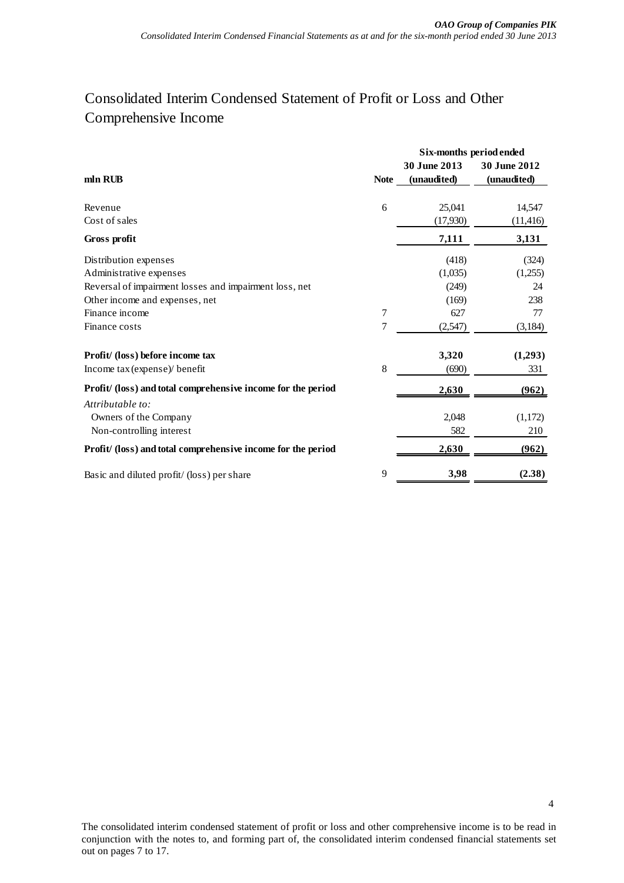# Consolidated Interim Condensed Statement of Profit or Loss and Other Comprehensive Income

| mln RUB | Note | Six-months period ended 30 June 2013 (unaudited) | Six-months period ended 30 June 2012 (unaudited) |
|---|---|---|---|
| Revenue | 6 | 25,041 | 14,547 |
| Cost of sales | | (17,930) | (11,416) |
| **Gross profit** | | **7,111** | **3,131** |
| Distribution expenses | | (418) | (324) |
| Administrative expenses | | (1,035) | (1,255) |
| Reversal of impairment losses and impairment loss, net | | (249) | 24 |
| Other income and expenses, net | | (169) | 238 |
| Finance income | 7 | 627 | 77 |
| Finance costs | 7 | (2,547) | (3,184) |
| **Profit/ (loss) before income tax** | | **3,320** | **(1,293)** |
| Income tax (expense)/ benefit | 8 | (690) | 331 |
| **Profit/ (loss) and total comprehensive income for the period** | | **2,630** | **(962)** |
| *Attributable to:* | | | |
| Owners of the Company | | 2,048 | (1,172) |
| Non-controlling interest | | 582 | 210 |
| **Profit/ (loss) and total comprehensive income for the period** | | **2,630** | **(962)** |
| Basic and diluted profit/ (loss) per share | 9 | **3,98** | **(2.38)** |

The consolidated interim condensed statement of profit or loss and other comprehensive income is to be read in conjunction with the notes to, and forming part of, the consolidated interim condensed financial statements set out on pages 7 to 17.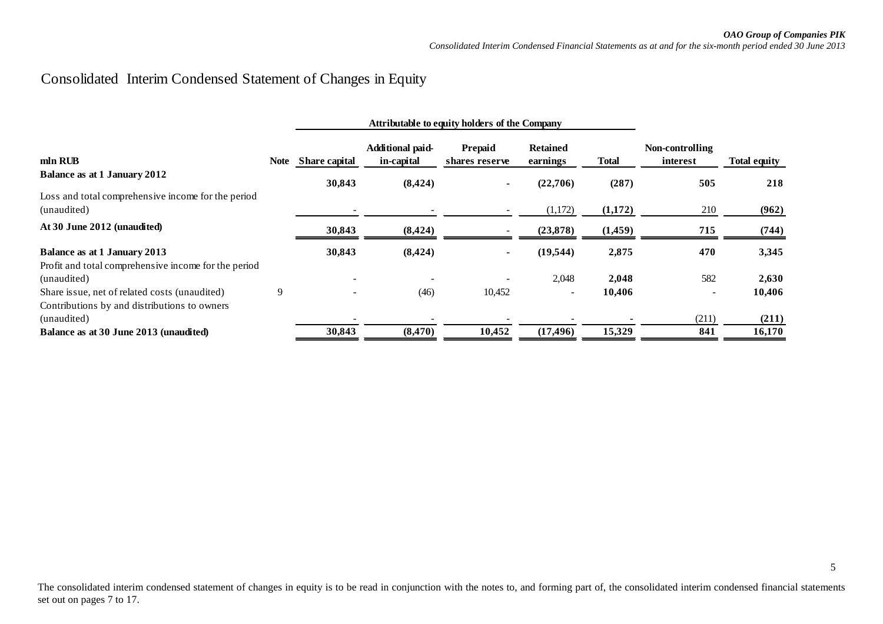# Consolidated Interim Condensed Statement of Changes in Equity

| mln RUB | Note | Attributable to equity holders of the Company | | | | | Non-controlling interest | Total equity |
|---|---|---|---|---|---|---|---|---|
| | | Share capital | Additional paid-in-capital | Prepaid shares reserve | Retained earnings | Total | | |
| **Balance as at 1 January 2012** | | **30,843** | **(8,424)** | **-** | **(22,706)** | **(287)** | **505** | **218** |
| Loss and total comprehensive income for the period (unaudited) | | - | - | - | (1,172) | **(1,172)** | 210 | **(962)** |
| **At 30 June 2012 (unaudited)** | | **30,843** | **(8,424)** | **-** | **(23,878)** | **(1,459)** | **715** | **(744)** |
| **Balance as at 1 January 2013** | | **30,843** | **(8,424)** | **-** | **(19,544)** | **2,875** | **470** | **3,345** |
| Profit and total comprehensive income for the period (unaudited) | | - | - | - | 2,048 | **2,048** | 582 | **2,630** |
| Share issue, net of related costs (unaudited) | 9 | - | (46) | 10,452 | - | **10,406** | - | **10,406** |
| Contributions by and distributions to owners (unaudited) | | - | - | - | - | **-** | (211) | **(211)** |
| **Balance as at 30 June 2013 (unaudited)** | | **30,843** | **(8,470)** | **10,452** | **(17,496)** | **15,329** | **841** | **16,170** |

The consolidated interim condensed statement of changes in equity is to be read in conjunction with the notes to, and forming part of, the consolidated interim condensed financial statements set out on pages 7 to 17.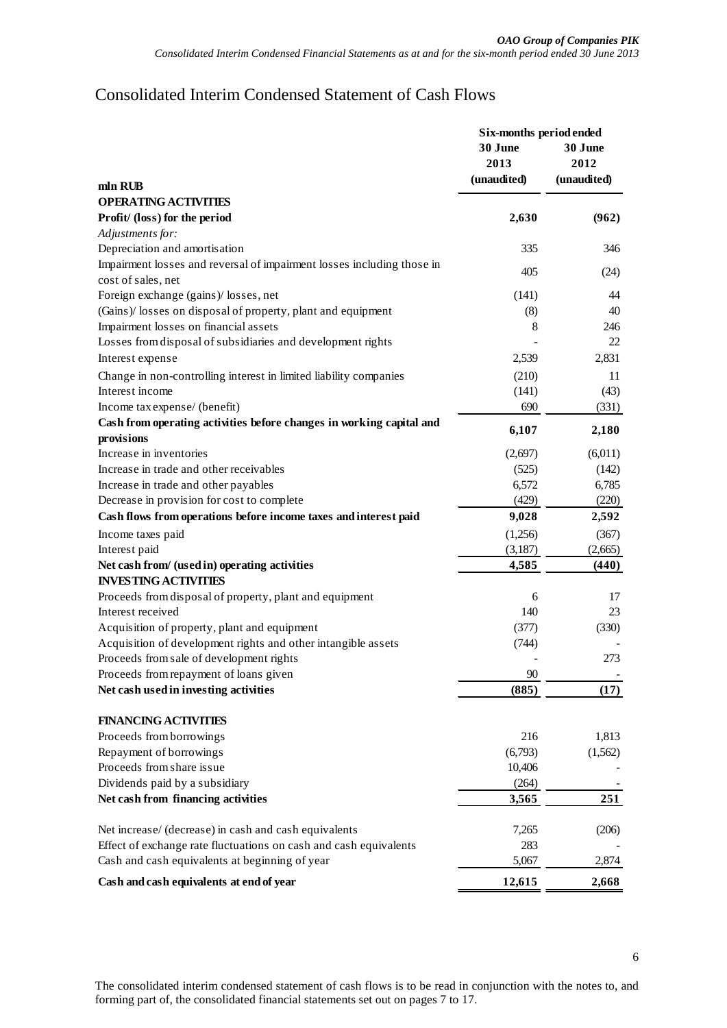# Consolidated Interim Condensed Statement of Cash Flows

| mln RUB | Six-months period ended 30 June 2013 (unaudited) | 30 June 2012 (unaudited) |
|---|---|---|
| **OPERATING ACTIVITIES** | | |
| **Profit/ (loss) for the period** | **2,630** | **(962)** |
| *Adjustments for:* | | |
| Depreciation and amortisation | 335 | 346 |
| Impairment losses and reversal of impairment losses including those in cost of sales, net | 405 | (24) |
| Foreign exchange (gains)/ losses, net | (141) | 44 |
| (Gains)/ losses on disposal of property, plant and equipment | (8) | 40 |
| Impairment losses on financial assets | 8 | 246 |
| Losses from disposal of subsidiaries and development rights | - | 22 |
| Interest expense | 2,539 | 2,831 |
| Change in non-controlling interest in limited liability companies | (210) | 11 |
| Interest income | (141) | (43) |
| Income tax expense/ (benefit) | 690 | (331) |
| **Cash from operating activities before changes in working capital and provisions** | **6,107** | **2,180** |
| Increase in inventories | (2,697) | (6,011) |
| Increase in trade and other receivables | (525) | (142) |
| Increase in trade and other payables | 6,572 | 6,785 |
| Decrease in provision for cost to complete | (429) | (220) |
| **Cash flows from operations before income taxes and interest paid** | **9,028** | **2,592** |
| Income taxes paid | (1,256) | (367) |
| Interest paid | (3,187) | (2,665) |
| **Net cash from/ (used in) operating activities** | **4,585** | **(440)** |
| **INVESTING ACTIVITIES** | | |
| Proceeds from disposal of property, plant and equipment | 6 | 17 |
| Interest received | 140 | 23 |
| Acquisition of property, plant and equipment | (377) | (330) |
| Acquisition of development rights and other intangible assets | (744) | - |
| Proceeds from sale of development rights | - | 273 |
| Proceeds from repayment of loans given | 90 | - |
| **Net cash used in investing activities** | **(885)** | **(17)** |
| **FINANCING ACTIVITIES** | | |
| Proceeds from borrowings | 216 | 1,813 |
| Repayment of borrowings | (6,793) | (1,562) |
| Proceeds from share issue | 10,406 | - |
| Dividends paid by a subsidiary | (264) | - |
| **Net cash from financing activities** | **3,565** | **251** |
| Net increase/ (decrease) in cash and cash equivalents | 7,265 | (206) |
| Effect of exchange rate fluctuations on cash and cash equivalents | 283 | - |
| Cash and cash equivalents at beginning of year | 5,067 | 2,874 |
| **Cash and cash equivalents at end of year** | **12,615** | **2,668** |

The consolidated interim condensed statement of cash flows is to be read in conjunction with the notes to, and forming part of, the consolidated financial statements set out on pages 7 to 17.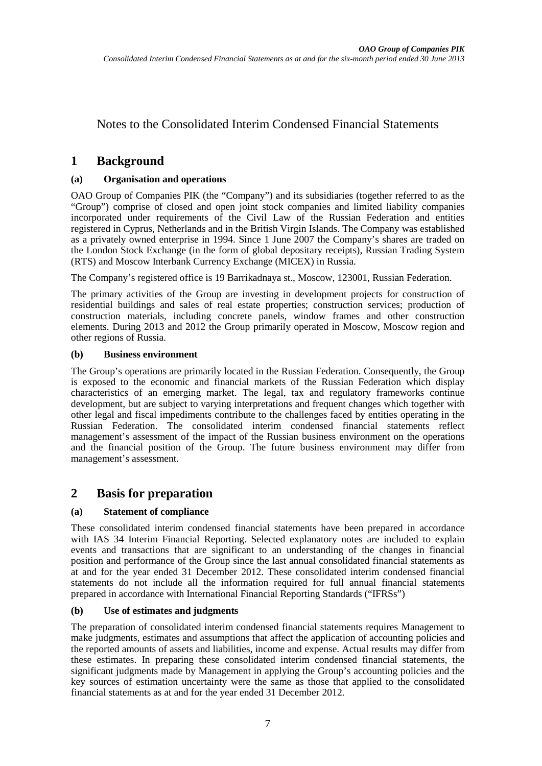# Notes to the Consolidated Interim Condensed Financial Statements

## 1 Background

### (a) Organisation and operations

OAO Group of Companies PIK (the "Company") and its subsidiaries (together referred to as the "Group") comprise of closed and open joint stock companies and limited liability companies incorporated under requirements of the Civil Law of the Russian Federation and entities registered in Cyprus, Netherlands and in the British Virgin Islands. The Company was established as a privately owned enterprise in 1994. Since 1 June 2007 the Company's shares are traded on the London Stock Exchange (in the form of global depositary receipts), Russian Trading System (RTS) and Moscow Interbank Currency Exchange (MICEX) in Russia.

The Company's registered office is 19 Barrikadnaya st., Moscow, 123001, Russian Federation.

The primary activities of the Group are investing in development projects for construction of residential buildings and sales of real estate properties; construction services; production of construction materials, including concrete panels, window frames and other construction elements. During 2013 and 2012 the Group primarily operated in Moscow, Moscow region and other regions of Russia.

### (b) Business environment

The Group's operations are primarily located in the Russian Federation. Consequently, the Group is exposed to the economic and financial markets of the Russian Federation which display characteristics of an emerging market. The legal, tax and regulatory frameworks continue development, but are subject to varying interpretations and frequent changes which together with other legal and fiscal impediments contribute to the challenges faced by entities operating in the Russian Federation. The consolidated interim condensed financial statements reflect management's assessment of the impact of the Russian business environment on the operations and the financial position of the Group. The future business environment may differ from management's assessment.

## 2 Basis for preparation

### (a) Statement of compliance

These consolidated interim condensed financial statements have been prepared in accordance with IAS 34 Interim Financial Reporting. Selected explanatory notes are included to explain events and transactions that are significant to an understanding of the changes in financial position and performance of the Group since the last annual consolidated financial statements as at and for the year ended 31 December 2012. These consolidated interim condensed financial statements do not include all the information required for full annual financial statements prepared in accordance with International Financial Reporting Standards ("IFRSs")

### (b) Use of estimates and judgments

The preparation of consolidated interim condensed financial statements requires Management to make judgments, estimates and assumptions that affect the application of accounting policies and the reported amounts of assets and liabilities, income and expense. Actual results may differ from these estimates. In preparing these consolidated interim condensed financial statements, the significant judgments made by Management in applying the Group's accounting policies and the key sources of estimation uncertainty were the same as those that applied to the consolidated financial statements as at and for the year ended 31 December 2012.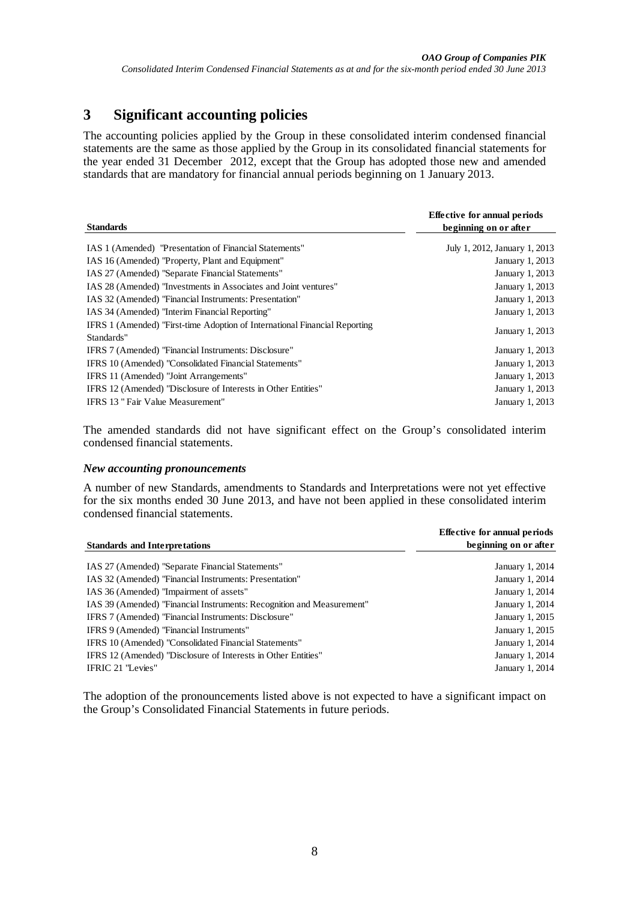# 3 Significant accounting policies

The accounting policies applied by the Group in these consolidated interim condensed financial statements are the same as those applied by the Group in its consolidated financial statements for the year ended 31 December 2012, except that the Group has adopted those new and amended standards that are mandatory for financial annual periods beginning on 1 January 2013.

| Standards | Effective for annual periods beginning on or after |
|---|---|
| IAS 1 (Amended) "Presentation of Financial Statements" | July 1, 2012, January 1, 2013 |
| IAS 16 (Amended) "Property, Plant and Equipment" | January 1, 2013 |
| IAS 27 (Amended) "Separate Financial Statements" | January 1, 2013 |
| IAS 28 (Amended) "Investments in Associates and Joint ventures" | January 1, 2013 |
| IAS 32 (Amended) "Financial Instruments: Presentation" | January 1, 2013 |
| IAS 34 (Amended) "Interim Financial Reporting" | January 1, 2013 |
| IFRS 1 (Amended) "First-time Adoption of International Financial Reporting Standards" | January 1, 2013 |
| IFRS 7 (Amended) "Financial Instruments: Disclosure" | January 1, 2013 |
| IFRS 10 (Amended) "Consolidated Financial Statements" | January 1, 2013 |
| IFRS 11 (Amended) "Joint Arrangements" | January 1, 2013 |
| IFRS 12 (Amended) "Disclosure of Interests in Other Entities" | January 1, 2013 |
| IFRS 13 " Fair Value Measurement" | January 1, 2013 |

The amended standards did not have significant effect on the Group's consolidated interim condensed financial statements.

### *New accounting pronouncements*

A number of new Standards, amendments to Standards and Interpretations were not yet effective for the six months ended 30 June 2013, and have not been applied in these consolidated interim condensed financial statements.

| Standards and Interpretations | Effective for annual periods beginning on or after |
|---|---|
| IAS 27 (Amended) "Separate Financial Statements" | January 1, 2014 |
| IAS 32 (Amended) "Financial Instruments: Presentation" | January 1, 2014 |
| IAS 36 (Amended) "Impairment of assets" | January 1, 2014 |
| IAS 39 (Amended) "Financial Instruments: Recognition and Measurement" | January 1, 2014 |
| IFRS 7 (Amended) "Financial Instruments: Disclosure" | January 1, 2015 |
| IFRS 9 (Amended) "Financial Instruments" | January 1, 2015 |
| IFRS 10 (Amended) "Consolidated Financial Statements" | January 1, 2014 |
| IFRS 12 (Amended) "Disclosure of Interests in Other Entities" | January 1, 2014 |
| IFRIC 21 "Levies" | January 1, 2014 |

The adoption of the pronouncements listed above is not expected to have a significant impact on the Group's Consolidated Financial Statements in future periods.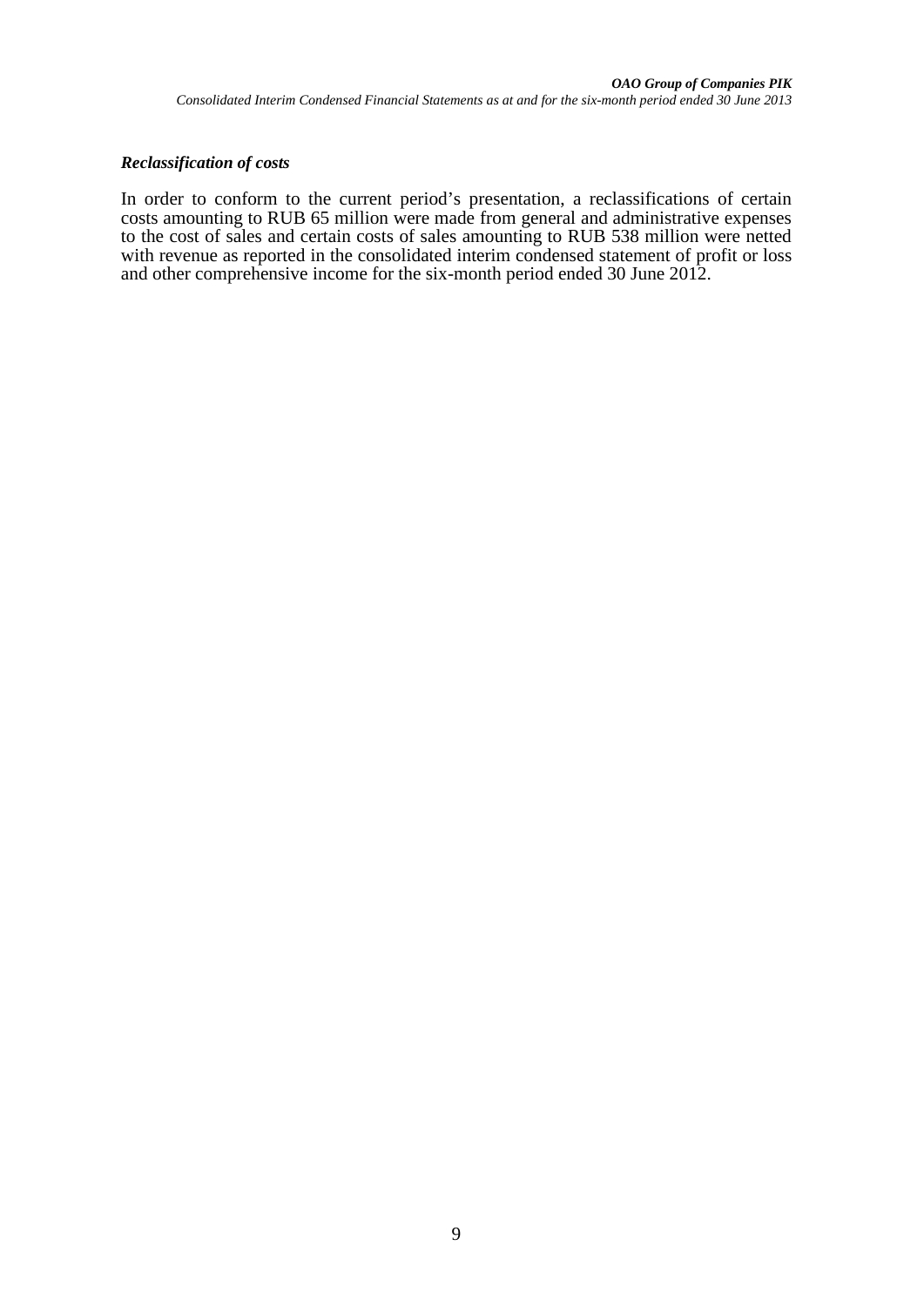***Reclassification of costs***

In order to conform to the current period's presentation, a reclassifications of certain costs amounting to RUB 65 million were made from general and administrative expenses to the cost of sales and certain costs of sales amounting to RUB 538 million were netted with revenue as reported in the consolidated interim condensed statement of profit or loss and other comprehensive income for the six-month period ended 30 June 2012.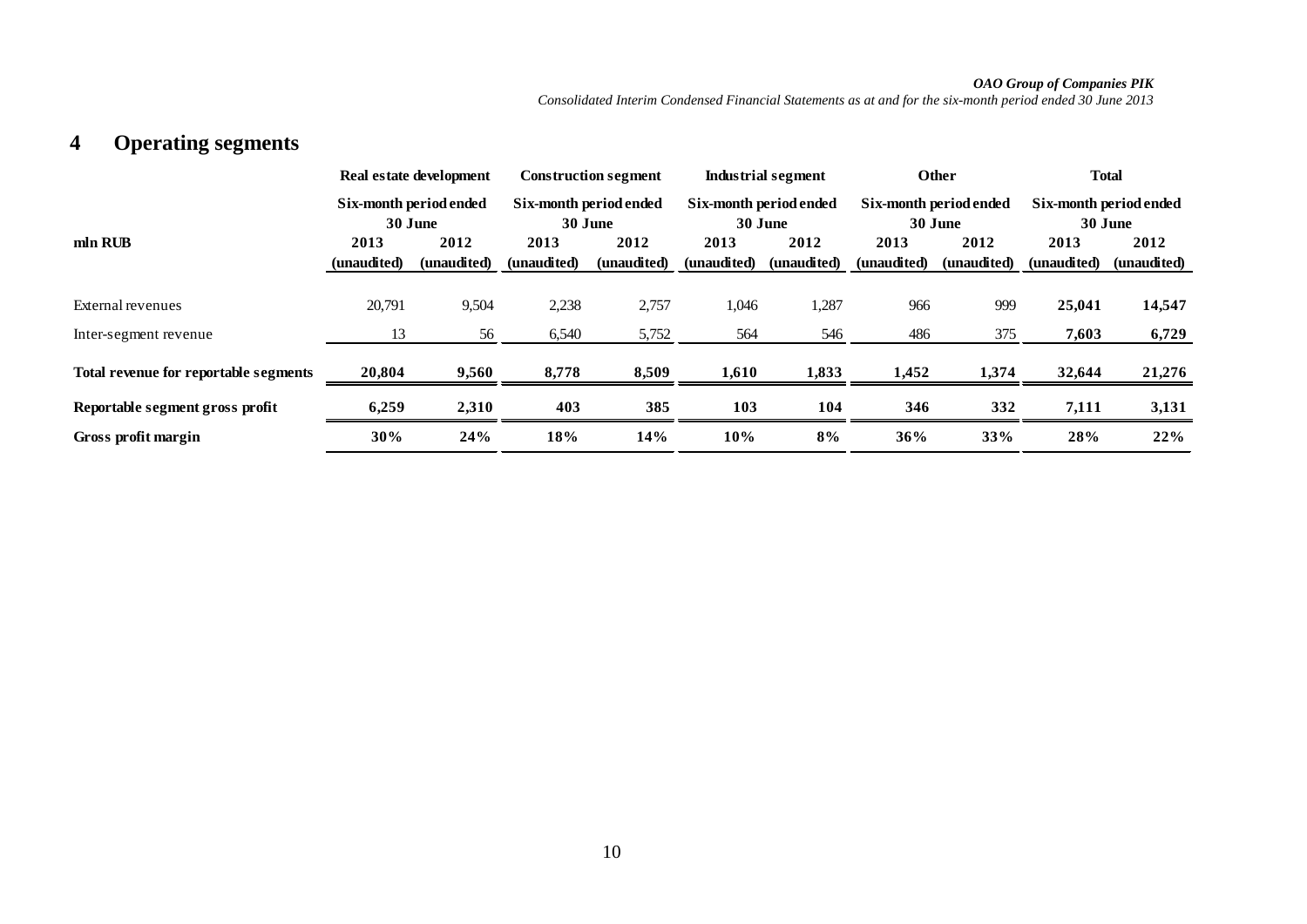## 4 Operating segments

| mln RUB | Real estate development | | Construction segment | | Industrial segment | | Other | | Total | |
|---|---|---|---|---|---|---|---|---|---|---|
| | Six-month period ended 30 June | | Six-month period ended 30 June | | Six-month period ended 30 June | | Six-month period ended 30 June | | Six-month period ended 30 June | |
| | 2013 (unaudited) | 2012 (unaudited) | 2013 (unaudited) | 2012 (unaudited) | 2013 (unaudited) | 2012 (unaudited) | 2013 (unaudited) | 2012 (unaudited) | 2013 (unaudited) | 2012 (unaudited) |
| External revenues | 20,791 | 9,504 | 2,238 | 2,757 | 1,046 | 1,287 | 966 | 999 | **25,041** | **14,547** |
| Inter-segment revenue | 13 | 56 | 6,540 | 5,752 | 564 | 546 | 486 | 375 | **7,603** | **6,729** |
| **Total revenue for reportable segments** | **20,804** | **9,560** | **8,778** | **8,509** | **1,610** | **1,833** | **1,452** | **1,374** | **32,644** | **21,276** |
| **Reportable segment gross profit** | **6,259** | **2,310** | **403** | **385** | **103** | **104** | **346** | **332** | **7,111** | **3,131** |
| **Gross profit margin** | **30%** | **24%** | **18%** | **14%** | **10%** | **8%** | **36%** | **33%** | **28%** | **22%** |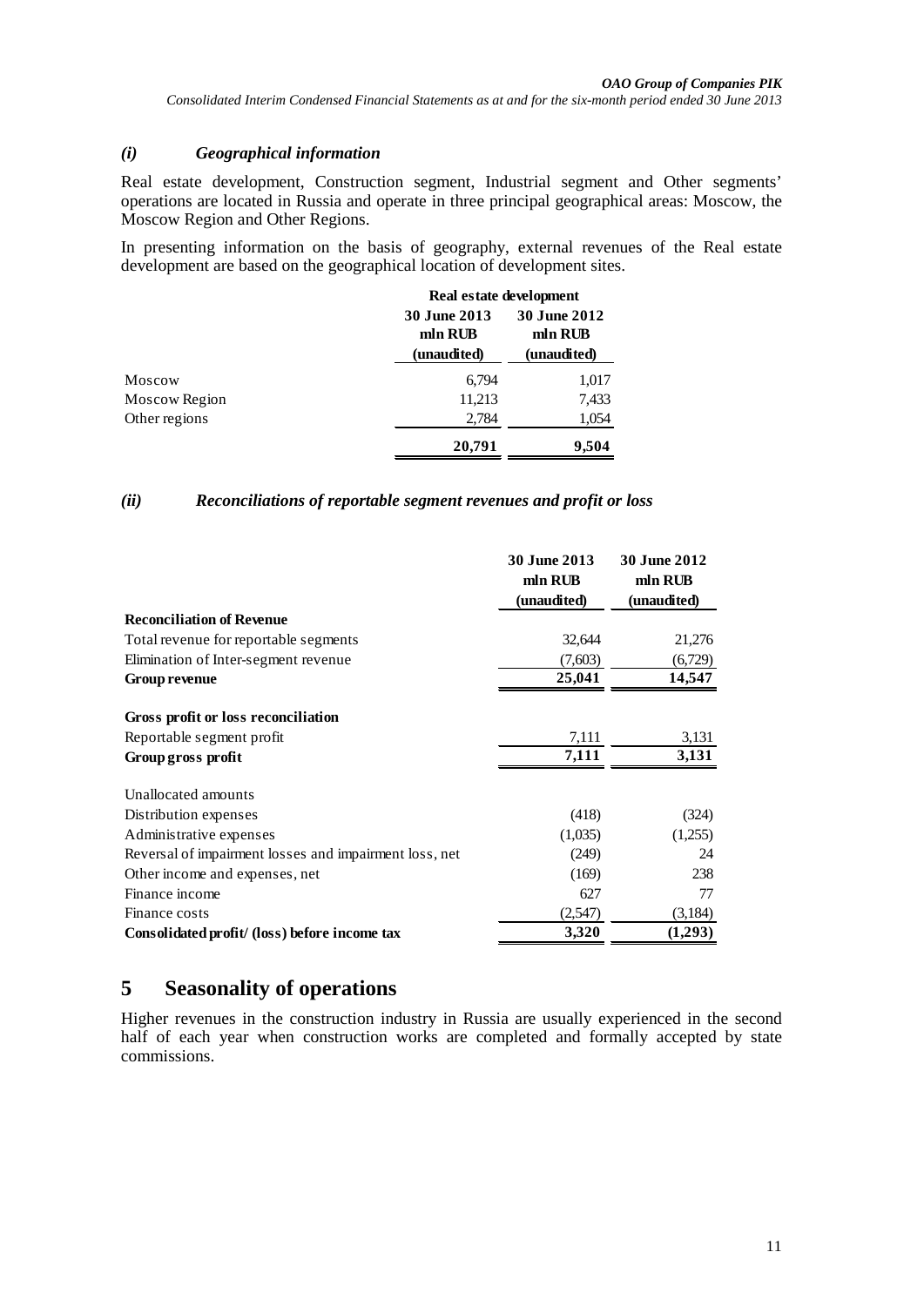### *(i) Geographical information*

Real estate development, Construction segment, Industrial segment and Other segments' operations are located in Russia and operate in three principal geographical areas: Moscow, the Moscow Region and Other Regions.

In presenting information on the basis of geography, external revenues of the Real estate development are based on the geographical location of development sites.

| | Real estate development | |
|---|---|---|
| | **30 June 2013 mln RUB (unaudited)** | **30 June 2012 mln RUB (unaudited)** |
| Moscow | 6,794 | 1,017 |
| Moscow Region | 11,213 | 7,433 |
| Other regions | 2,784 | 1,054 |
| | **20,791** | **9,504** |

### *(ii) Reconciliations of reportable segment revenues and profit or loss*

| | 30 June 2013 mln RUB (unaudited) | 30 June 2012 mln RUB (unaudited) |
|---|---|---|
| **Reconciliation of Revenue** | | |
| Total revenue for reportable segments | 32,644 | 21,276 |
| Elimination of Inter-segment revenue | (7,603) | (6,729) |
| **Group revenue** | **25,041** | **14,547** |
| **Gross profit or loss reconciliation** | | |
| Reportable segment profit | 7,111 | 3,131 |
| **Group gross profit** | **7,111** | **3,131** |
| Unallocated amounts | | |
| Distribution expenses | (418) | (324) |
| Administrative expenses | (1,035) | (1,255) |
| Reversal of impairment losses and impairment loss, net | (249) | 24 |
| Other income and expenses, net | (169) | 238 |
| Finance income | 627 | 77 |
| Finance costs | (2,547) | (3,184) |
| **Consolidated profit/ (loss) before income tax** | **3,320** | **(1,293)** |

# 5 Seasonality of operations

Higher revenues in the construction industry in Russia are usually experienced in the second half of each year when construction works are completed and formally accepted by state commissions.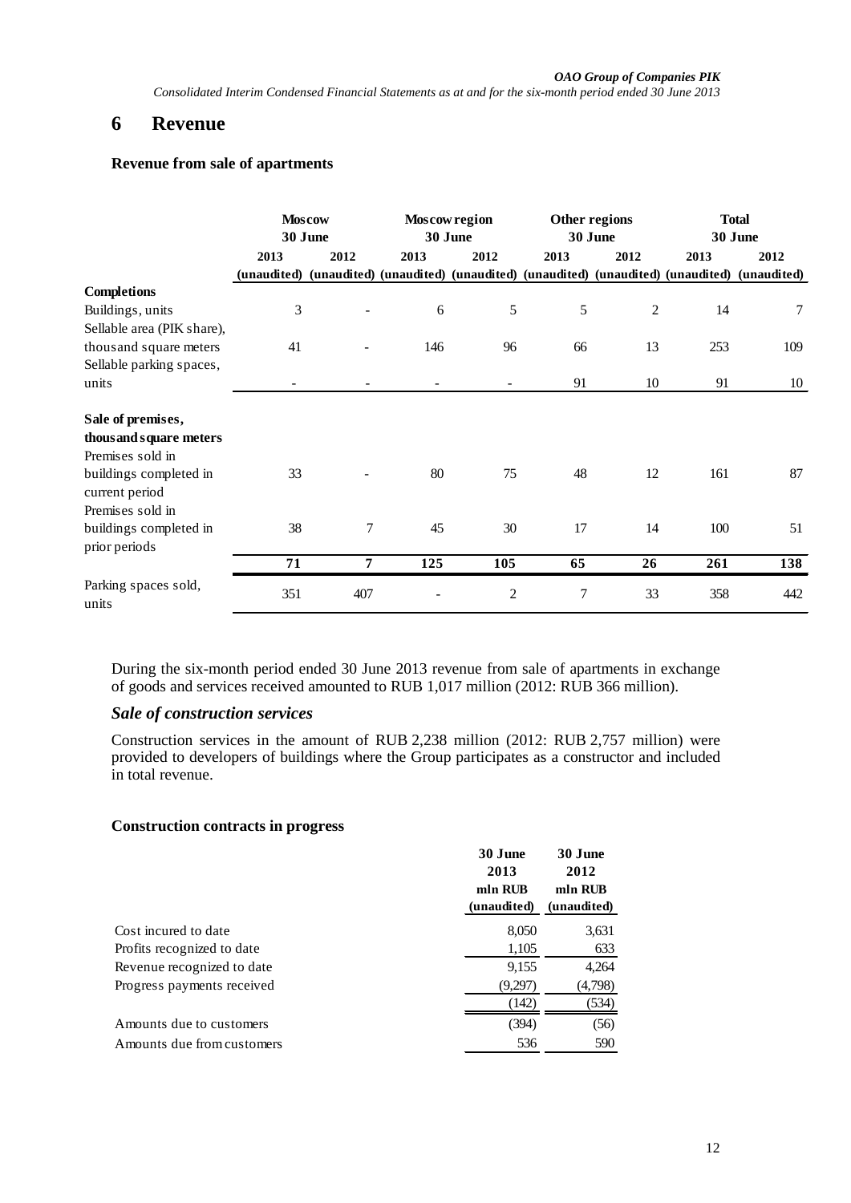# 6 Revenue

### Revenue from sale of apartments

| | Moscow 30 June | | Moscow region 30 June | | Other regions 30 June | | Total 30 June | |
|---|---|---|---|---|---|---|---|---|
| | 2013 (unaudited) | 2012 (unaudited) | 2013 (unaudited) | 2012 (unaudited) | 2013 (unaudited) | 2012 (unaudited) | 2013 (unaudited) | 2012 (unaudited) |
| **Completions** | | | | | | | | |
| Buildings, units | 3 | - | 6 | 5 | 5 | 2 | 14 | 7 |
| Sellable area (PIK share), thousand square meters | 41 | - | 146 | 96 | 66 | 13 | 253 | 109 |
| Sellable parking spaces, units | - | - | - | - | 91 | 10 | 91 | 10 |
| **Sale of premises, thousand square meters** | | | | | | | | |
| Premises sold in buildings completed in current period | 33 | - | 80 | 75 | 48 | 12 | 161 | 87 |
| Premises sold in buildings completed in prior periods | 38 | 7 | 45 | 30 | 17 | 14 | 100 | 51 |
| | **71** | **7** | **125** | **105** | **65** | **26** | **261** | **138** |
| Parking spaces sold, units | 351 | 407 | - | 2 | 7 | 33 | 358 | 442 |

During the six-month period ended 30 June 2013 revenue from sale of apartments in exchange of goods and services received amounted to RUB 1,017 million (2012: RUB 366 million).

## *Sale of construction services*

Construction services in the amount of RUB 2,238 million (2012: RUB 2,757 million) were provided to developers of buildings where the Group participates as a constructor and included in total revenue.

### Construction contracts in progress

| | 30 June 2013 mln RUB (unaudited) | 30 June 2012 mln RUB (unaudited) |
|---|---|---|
| Cost incured to date | 8,050 | 3,631 |
| Profits recognized to date | 1,105 | 633 |
| Revenue recognized to date | 9,155 | 4,264 |
| Progress payments received | (9,297) | (4,798) |
| | (142) | (534) |
| Amounts due to customers | (394) | (56) |
| Amounts due from customers | 536 | 590 |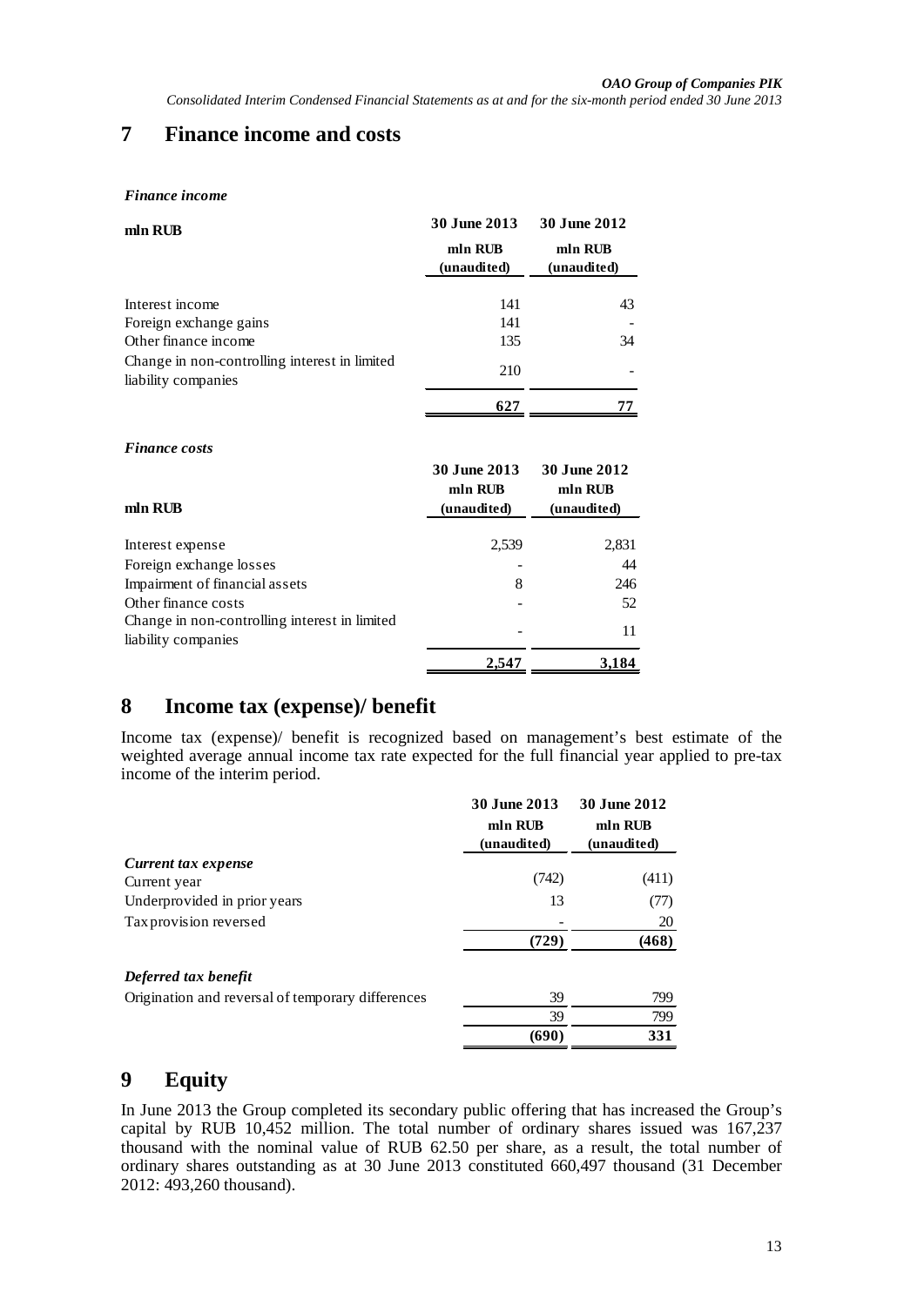# 7 Finance income and costs

*Finance income*

| mln RUB | 30 June 2013 mln RUB (unaudited) | 30 June 2012 mln RUB (unaudited) |
|---|---|---|
| Interest income | 141 | 43 |
| Foreign exchange gains | 141 | - |
| Other finance income | 135 | 34 |
| Change in non-controlling interest in limited liability companies | 210 | - |
| | **627** | **77** |

*Finance costs*

| mln RUB | 30 June 2013 mln RUB (unaudited) | 30 June 2012 mln RUB (unaudited) |
|---|---|---|
| Interest expense | 2,539 | 2,831 |
| Foreign exchange losses | - | 44 |
| Impairment of financial assets | 8 | 246 |
| Other finance costs | - | 52 |
| Change in non-controlling interest in limited liability companies | - | 11 |
| | **2,547** | **3,184** |

# 8 Income tax (expense)/ benefit

Income tax (expense)/ benefit is recognized based on management's best estimate of the weighted average annual income tax rate expected for the full financial year applied to pre-tax income of the interim period.

| | 30 June 2013 mln RUB (unaudited) | 30 June 2012 mln RUB (unaudited) |
|---|---|---|
| ***Current tax expense*** | | |
| Current year | (742) | (411) |
| Underprovided in prior years | 13 | (77) |
| Tax provision reversed | - | 20 |
| | **(729)** | **(468)** |
| ***Deferred tax benefit*** | | |
| Origination and reversal of temporary differences | 39 | 799 |
| | 39 | 799 |
| | **(690)** | **331** |

# 9 Equity

In June 2013 the Group completed its secondary public offering that has increased the Group's capital by RUB 10,452 million. The total number of ordinary shares issued was 167,237 thousand with the nominal value of RUB 62.50 per share, as a result, the total number of ordinary shares outstanding as at 30 June 2013 constituted 660,497 thousand (31 December 2012: 493,260 thousand).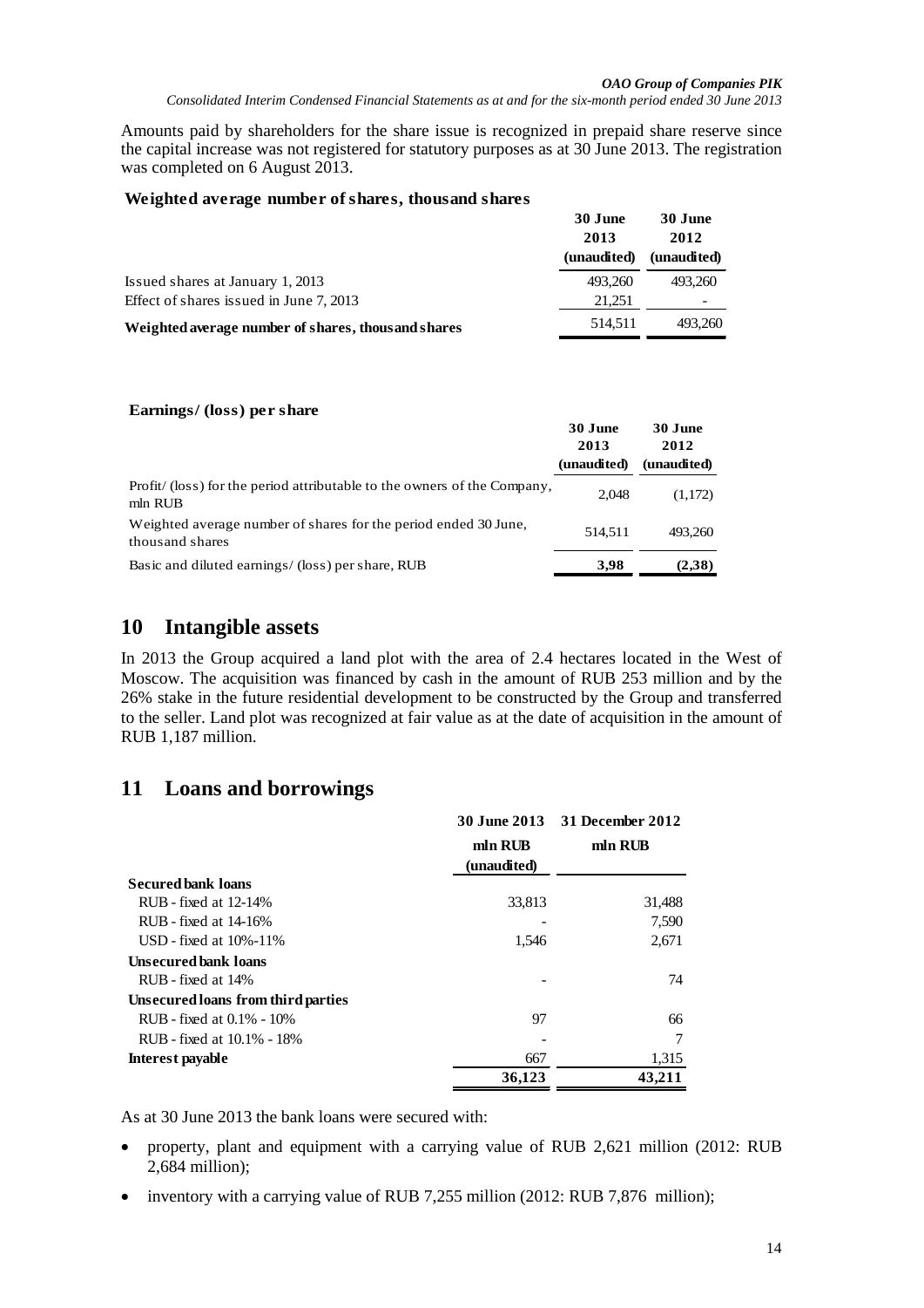Amounts paid by shareholders for the share issue is recognized in prepaid share reserve since the capital increase was not registered for statutory purposes as at 30 June 2013. The registration was completed on 6 August 2013.

**Weighted average number of shares, thousand shares**

| | 30 June 2013 (unaudited) | 30 June 2012 (unaudited) |
|---|---|---|
| Issued shares at January 1, 2013 | 493,260 | 493,260 |
| Effect of shares issued in June 7, 2013 | 21,251 | - |
| **Weighted average number of shares, thousand shares** | 514,511 | 493,260 |

**Earnings/ (loss) per share**

| | 30 June 2013 (unaudited) | 30 June 2012 (unaudited) |
|---|---|---|
| Profit/ (loss) for the period attributable to the owners of the Company, mln RUB | 2,048 | (1,172) |
| Weighted average number of shares for the period ended 30 June, thousand shares | 514,511 | 493,260 |
| Basic and diluted earnings/ (loss) per share, RUB | **3,98** | **(2,38)** |

## 10 Intangible assets

In 2013 the Group acquired a land plot with the area of 2.4 hectares located in the West of Moscow. The acquisition was financed by cash in the amount of RUB 253 million and by the 26% stake in the future residential development to be constructed by the Group and transferred to the seller. Land plot was recognized at fair value as at the date of acquisition in the amount of RUB 1,187 million.

## 11 Loans and borrowings

| | 30 June 2013 mln RUB (unaudited) | 31 December 2012 mln RUB |
|---|---|---|
| **Secured bank loans** | | |
| RUB - fixed at 12-14% | 33,813 | 31,488 |
| RUB - fixed at 14-16% | - | 7,590 |
| USD - fixed at 10%-11% | 1,546 | 2,671 |
| **Unsecured bank loans** | | |
| RUB - fixed at 14% | - | 74 |
| **Unsecured loans from third parties** | | |
| RUB - fixed at 0.1% - 10% | 97 | 66 |
| RUB - fixed at 10.1% - 18% | - | 7 |
| **Interest payable** | 667 | 1,315 |
| | **36,123** | **43,211** |

As at 30 June 2013 the bank loans were secured with:

- property, plant and equipment with a carrying value of RUB 2,621 million (2012: RUB 2,684 million);
- inventory with a carrying value of RUB 7,255 million (2012: RUB 7,876 million);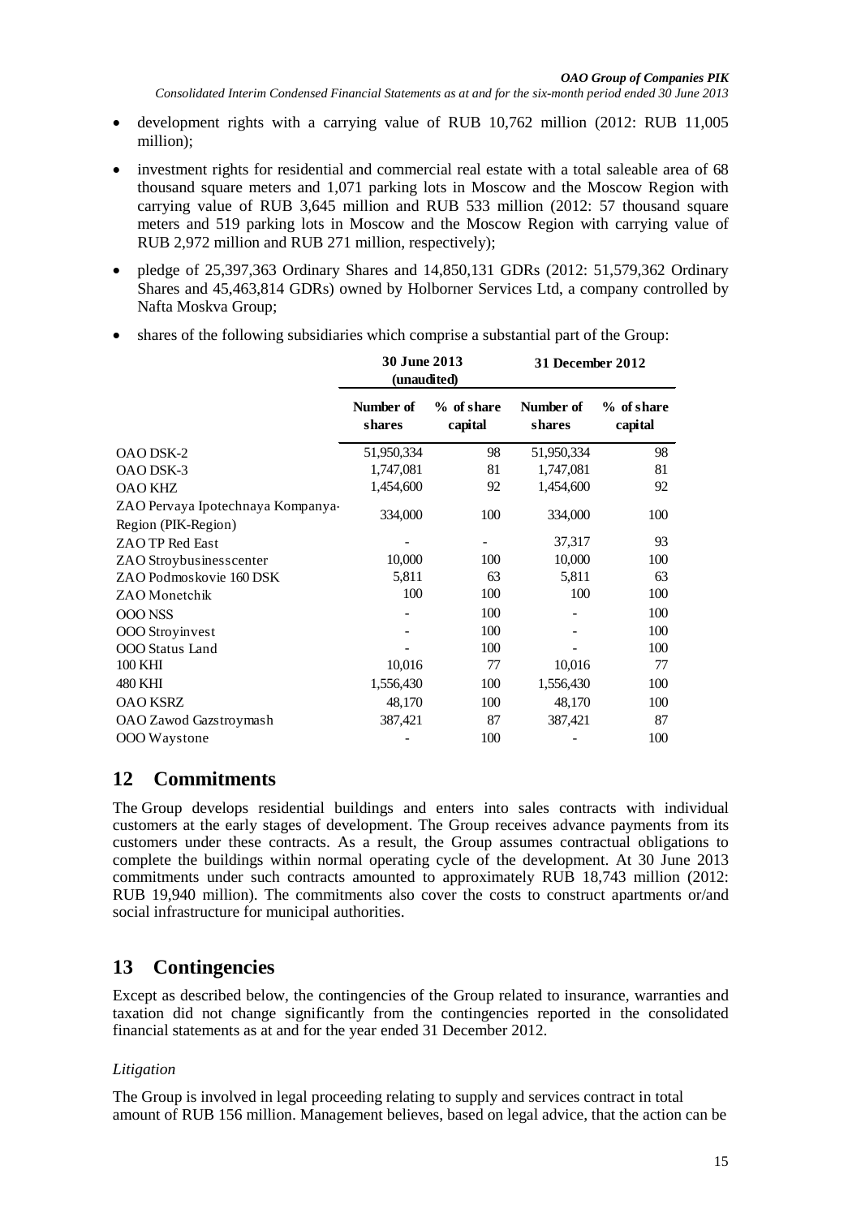- development rights with a carrying value of RUB 10,762 million (2012: RUB 11,005 million);
- investment rights for residential and commercial real estate with a total saleable area of 68 thousand square meters and 1,071 parking lots in Moscow and the Moscow Region with carrying value of RUB 3,645 million and RUB 533 million (2012: 57 thousand square meters and 519 parking lots in Moscow and the Moscow Region with carrying value of RUB 2,972 million and RUB 271 million, respectively);
- pledge of 25,397,363 Ordinary Shares and 14,850,131 GDRs (2012: 51,579,362 Ordinary Shares and 45,463,814 GDRs) owned by Holborner Services Ltd, a company controlled by Nafta Moskva Group;
- shares of the following subsidiaries which comprise a substantial part of the Group:

| | 30 June 2013 (unaudited) | | 31 December 2012 | |
|---|---|---|---|---|
| | Number of shares | % of share capital | Number of shares | % of share capital |
| OAO DSK-2 | 51,950,334 | 98 | 51,950,334 | 98 |
| OAO DSK-3 | 1,747,081 | 81 | 1,747,081 | 81 |
| OAO KHZ | 1,454,600 | 92 | 1,454,600 | 92 |
| ZAO Pervaya Ipotechnaya Kompanya-Region (PIK-Region) | 334,000 | 100 | 334,000 | 100 |
| ZAO TP Red East | - | - | 37,317 | 93 |
| ZAO Stroybusinesscenter | 10,000 | 100 | 10,000 | 100 |
| ZAO Podmoskovie 160 DSK | 5,811 | 63 | 5,811 | 63 |
| ZAO Monetchik | 100 | 100 | 100 | 100 |
| OOO NSS | - | 100 | - | 100 |
| OOO Stroyinvest | - | 100 | - | 100 |
| OOO Status Land | - | 100 | - | 100 |
| 100 KHI | 10,016 | 77 | 10,016 | 77 |
| 480 KHI | 1,556,430 | 100 | 1,556,430 | 100 |
| OAO KSRZ | 48,170 | 100 | 48,170 | 100 |
| OAO Zawod Gazstroymash | 387,421 | 87 | 387,421 | 87 |
| OOO Waystone | - | 100 | - | 100 |

## 12 Commitments

The Group develops residential buildings and enters into sales contracts with individual customers at the early stages of development. The Group receives advance payments from its customers under these contracts. As a result, the Group assumes contractual obligations to complete the buildings within normal operating cycle of the development. At 30 June 2013 commitments under such contracts amounted to approximately RUB 18,743 million (2012: RUB 19,940 million). The commitments also cover the costs to construct apartments or/and social infrastructure for municipal authorities.

## 13 Contingencies

Except as described below, the contingencies of the Group related to insurance, warranties and taxation did not change significantly from the contingencies reported in the consolidated financial statements as at and for the year ended 31 December 2012.

*Litigation*

The Group is involved in legal proceeding relating to supply and services contract in total amount of RUB 156 million. Management believes, based on legal advice, that the action can be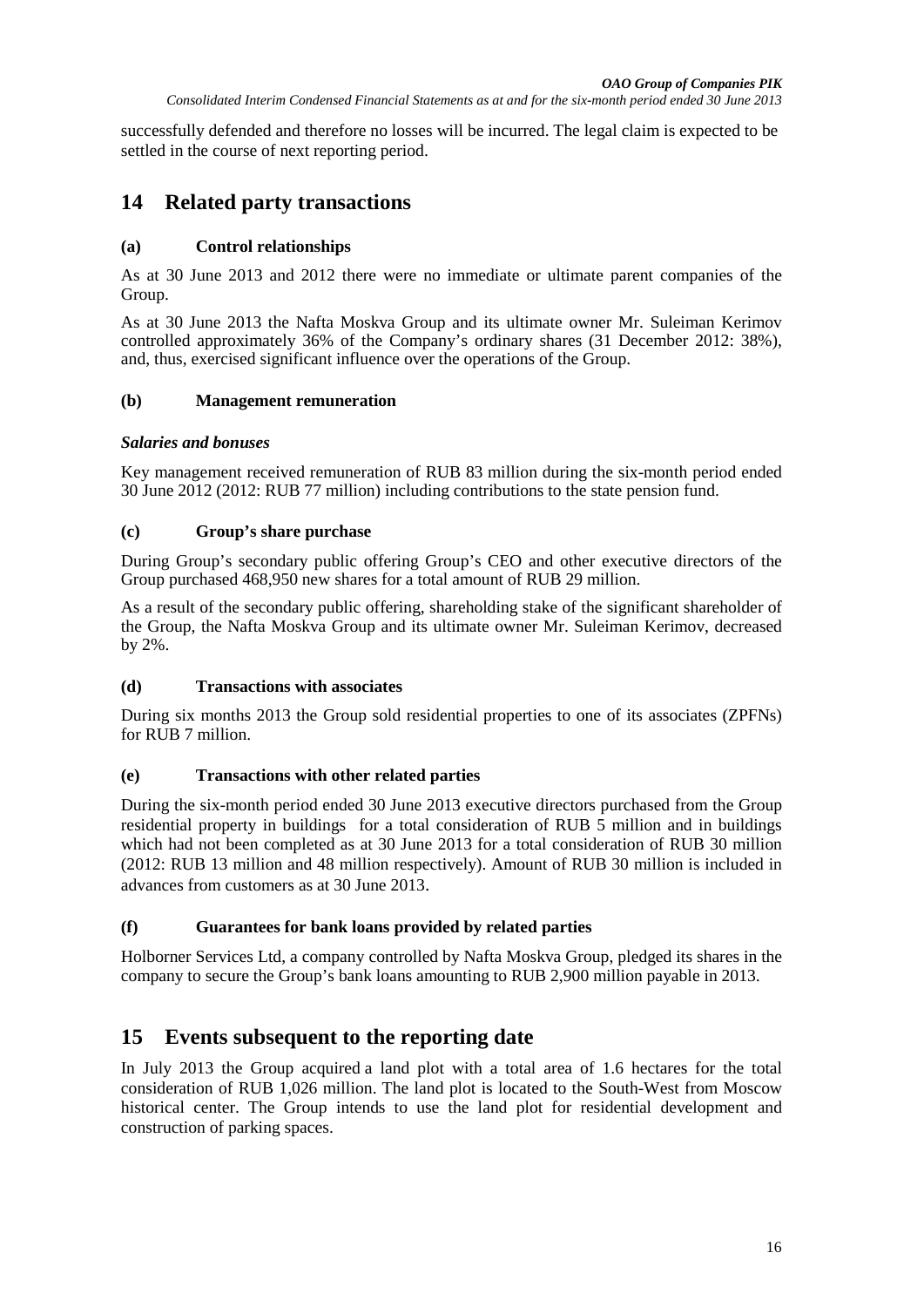successfully defended and therefore no losses will be incurred. The legal claim is expected to be settled in the course of next reporting period.

# 14 Related party transactions

### (a) Control relationships

As at 30 June 2013 and 2012 there were no immediate or ultimate parent companies of the Group.

As at 30 June 2013 the Nafta Moskva Group and its ultimate owner Mr. Suleiman Kerimov controlled approximately 36% of the Company's ordinary shares (31 December 2012: 38%), and, thus, exercised significant influence over the operations of the Group.

### (b) Management remuneration

#### *Salaries and bonuses*

Key management received remuneration of RUB 83 million during the six-month period ended 30 June 2012 (2012: RUB 77 million) including contributions to the state pension fund.

### (c) Group's share purchase

During Group's secondary public offering Group's CEO and other executive directors of the Group purchased 468,950 new shares for a total amount of RUB 29 million.

As a result of the secondary public offering, shareholding stake of the significant shareholder of the Group, the Nafta Moskva Group and its ultimate owner Mr. Suleiman Kerimov, decreased by 2%.

### (d) Transactions with associates

During six months 2013 the Group sold residential properties to one of its associates (ZPFNs) for RUB 7 million.

### (e) Transactions with other related parties

During the six-month period ended 30 June 2013 executive directors purchased from the Group residential property in buildings for a total consideration of RUB 5 million and in buildings which had not been completed as at 30 June 2013 for a total consideration of RUB 30 million (2012: RUB 13 million and 48 million respectively). Amount of RUB 30 million is included in advances from customers as at 30 June 2013.

### (f) Guarantees for bank loans provided by related parties

Holborner Services Ltd, a company controlled by Nafta Moskva Group, pledged its shares in the company to secure the Group's bank loans amounting to RUB 2,900 million payable in 2013.

# 15 Events subsequent to the reporting date

In July 2013 the Group acquired a land plot with a total area of 1.6 hectares for the total consideration of RUB 1,026 million. The land plot is located to the South-West from Moscow historical center. The Group intends to use the land plot for residential development and construction of parking spaces.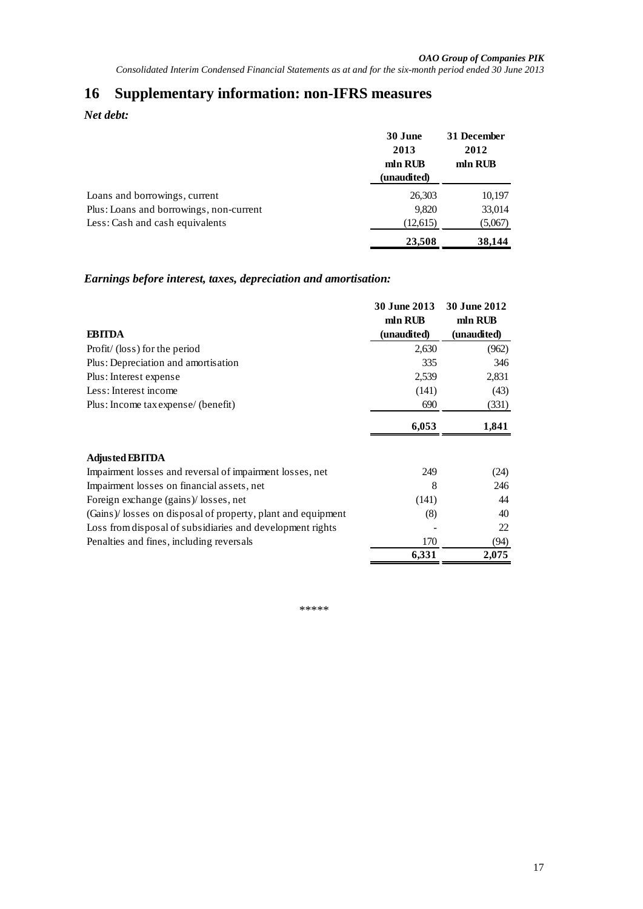# 16 Supplementary information: non-IFRS measures

*Net debt:*

| | 30 June 2013 mln RUB (unaudited) | 31 December 2012 mln RUB |
|---|---|---|
| Loans and borrowings, current | 26,303 | 10,197 |
| Plus: Loans and borrowings, non-current | 9,820 | 33,014 |
| Less: Cash and cash equivalents | (12,615) | (5,067) |
| | **23,508** | **38,144** |

*Earnings before interest, taxes, depreciation and amortisation:*

| **EBITDA** | 30 June 2013 mln RUB (unaudited) | 30 June 2012 mln RUB (unaudited) |
|---|---|---|
| Profit/ (loss) for the period | 2,630 | (962) |
| Plus: Depreciation and amortisation | 335 | 346 |
| Plus: Interest expense | 2,539 | 2,831 |
| Less: Interest income | (141) | (43) |
| Plus: Income tax expense/ (benefit) | 690 | (331) |
| | **6,053** | **1,841** |
| **Adjusted EBITDA** | | |
| Impairment losses and reversal of impairment losses, net | 249 | (24) |
| Impairment losses on financial assets, net | 8 | 246 |
| Foreign exchange (gains)/ losses, net | (141) | 44 |
| (Gains)/ losses on disposal of property, plant and equipment | (8) | 40 |
| Loss from disposal of subsidiaries and development rights | - | 22 |
| Penalties and fines, including reversals | 170 | (94) |
| | **6,331** | **2,075** |

*****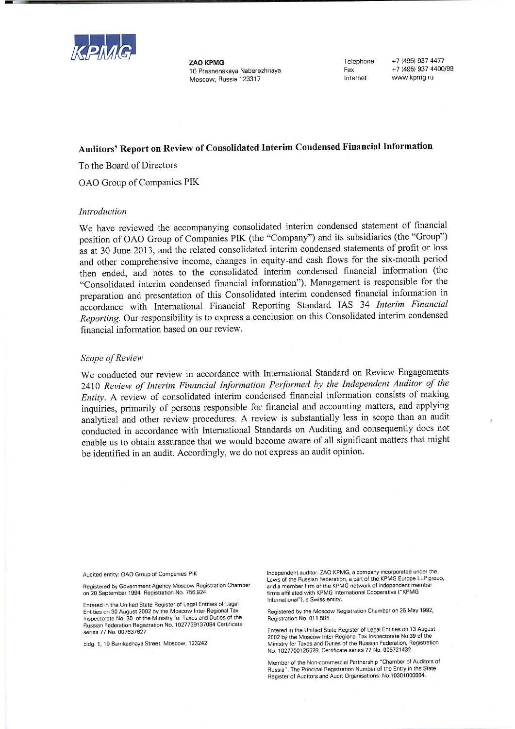**ZAO KPMG**
10 Presnenskaya Naberezhnaya
Moscow, Russia 123317

Telephone +7 (495) 937 4477
Fax +7 (495) 937 4400/99
Internet www.kpmg.ru

## Auditors' Report on Review of Consolidated Interim Condensed Financial Information

To the Board of Directors

OAO Group of Companies PIK

*Introduction*

We have reviewed the accompanying consolidated interim condensed statement of financial position of OAO Group of Companies PIK (the "Company") and its subsidiaries (the "Group") as at 30 June 2013, and the related consolidated interim condensed statements of profit or loss and other comprehensive income, changes in equity and cash flows for the six-month period then ended, and notes to the consolidated interim condensed financial information (the "Consolidated interim condensed financial information"). Management is responsible for the preparation and presentation of this Consolidated interim condensed financial information in accordance with International Financial Reporting Standard IAS 34 *Interim Financial Reporting*. Our responsibility is to express a conclusion on this Consolidated interim condensed financial information based on our review.

*Scope of Review*

We conducted our review in accordance with International Standard on Review Engagements 2410 *Review of Interim Financial Information Performed by the Independent Auditor of the Entity*. A review of consolidated interim condensed financial information consists of making inquiries, primarily of persons responsible for financial and accounting matters, and applying analytical and other review procedures. A review is substantially less in scope than an audit conducted in accordance with International Standards on Auditing and consequently does not enable us to obtain assurance that we would become aware of all significant matters that might be identified in an audit. Accordingly, we do not express an audit opinion.

Audited entity: OAO Group of Companies PIK

Registered by Government Agency Moscow Registration Chamber on 20 September 1994 Registration No. 756.924

Entered in the Unified State Register of Legal Entities of Legal Entities on 30 August 2002 by the Moscow Inter-Regional Tax Inspectorate No. 30 of the Ministry for Taxes and Duties of the Russian Federation Registration No. 1027739137084 Certificate series 77 No. 007637627

bldg. 1, 19 Barrikadnaya Street, Moscow, 123242

Independent auditor: ZAO KPMG, a company incorporated under the Laws of the Russian Federation, a part of the KPMG Europe LLP group, and a member firm of the KPMG network of independent member firms affiliated with KPMG International Cooperative ("KPMG International"), a Swiss entity.

Registered by the Moscow Registration Chamber on 25 May 1992, Registration No. 011.585.

Entered in the Unified State Register of Legal Entities on 13 August 2002 by the Moscow Inter-Regional Tax Inspectorate No.39 of the Ministry for Taxes and Duties of the Russian Federation, Registration No. 1027700125628, Certificate series 77 No. 005721432.

Member of the Non-commercial Partnership "Chamber of Auditors of Russia". The Principal Registration Number of the Entry in the State Register of Auditors and Audit Organisations: No.10301000804.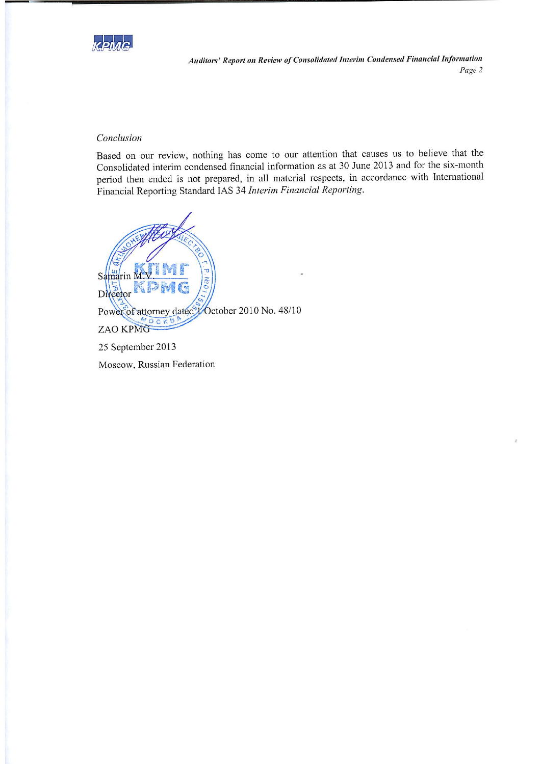*Conclusion*

Based on our review, nothing has come to our attention that causes us to believe that the Consolidated interim condensed financial information as at 30 June 2013 and for the six-month period then ended is not prepared, in all material respects, in accordance with International Financial Reporting Standard IAS 34 *Interim Financial Reporting*.

Samarin M.V.

Director

Power of attorney dated 1 October 2010 No. 48/10

ZAO KPMG

25 September 2013

Moscow, Russian Federation